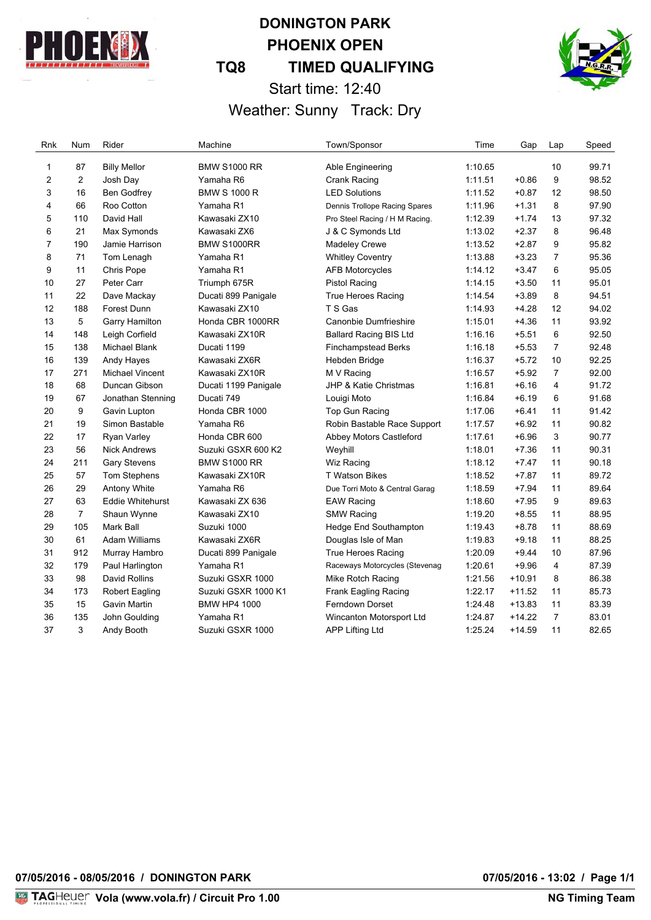# DONINGTON PARK

## PHOENIX OPEN

## TQ8 TIMED QUALIFYING

Start time: 12:40

Weather: Sunny Track: Dry

| Rnk | Num | Rider | Machine | Town/Sponsor | Time | Gap | Lap | Speed |
|---|---|---|---|---|---|---|---|---|
| 1 | 87 | Billy Mellor | BMW S1000 RR | Able Engineering | 1:10.65 | | 10 | 99.71 |
| 2 | 2 | Josh Day | Yamaha R6 | Crank Racing | 1:11.51 | +0.86 | 9 | 98.52 |
| 3 | 16 | Ben Godfrey | BMW S 1000 R | LED Solutions | 1:11.52 | +0.87 | 12 | 98.50 |
| 4 | 66 | Roo Cotton | Yamaha R1 | Dennis Trollope Racing Spares | 1:11.96 | +1.31 | 8 | 97.90 |
| 5 | 110 | David Hall | Kawasaki ZX10 | Pro Steel Racing / H M Racing. | 1:12.39 | +1.74 | 13 | 97.32 |
| 6 | 21 | Max Symonds | Kawasaki ZX6 | J & C Symonds Ltd | 1:13.02 | +2.37 | 8 | 96.48 |
| 7 | 190 | Jamie Harrison | BMW S1000RR | Madeley Crewe | 1:13.52 | +2.87 | 9 | 95.82 |
| 8 | 71 | Tom Lenagh | Yamaha R1 | Whitley Coventry | 1:13.88 | +3.23 | 7 | 95.36 |
| 9 | 11 | Chris Pope | Yamaha R1 | AFB Motorcycles | 1:14.12 | +3.47 | 6 | 95.05 |
| 10 | 27 | Peter Carr | Triumph 675R | Pistol Racing | 1:14.15 | +3.50 | 11 | 95.01 |
| 11 | 22 | Dave Mackay | Ducati 899 Panigale | True Heroes Racing | 1:14.54 | +3.89 | 8 | 94.51 |
| 12 | 188 | Forest Dunn | Kawasaki ZX10 | T S Gas | 1:14.93 | +4.28 | 12 | 94.02 |
| 13 | 5 | Garry Hamilton | Honda CBR 1000RR | Canonbie Dumfrieshire | 1:15.01 | +4.36 | 11 | 93.92 |
| 14 | 148 | Leigh Corfield | Kawasaki ZX10R | Ballard Racing BIS Ltd | 1:16.16 | +5.51 | 6 | 92.50 |
| 15 | 138 | Michael Blank | Ducati 1199 | Finchampstead Berks | 1:16.18 | +5.53 | 7 | 92.48 |
| 16 | 139 | Andy Hayes | Kawasaki ZX6R | Hebden Bridge | 1:16.37 | +5.72 | 10 | 92.25 |
| 17 | 271 | Michael Vincent | Kawasaki ZX10R | M V Racing | 1:16.57 | +5.92 | 7 | 92.00 |
| 18 | 68 | Duncan Gibson | Ducati 1199 Panigale | JHP & Katie Christmas | 1:16.81 | +6.16 | 4 | 91.72 |
| 19 | 67 | Jonathan Stenning | Ducati 749 | Louigi Moto | 1:16.84 | +6.19 | 6 | 91.68 |
| 20 | 9 | Gavin Lupton | Honda CBR 1000 | Top Gun Racing | 1:17.06 | +6.41 | 11 | 91.42 |
| 21 | 19 | Simon Bastable | Yamaha R6 | Robin Bastable Race Support | 1:17.57 | +6.92 | 11 | 90.82 |
| 22 | 17 | Ryan Varley | Honda CBR 600 | Abbey Motors Castleford | 1:17.61 | +6.96 | 3 | 90.77 |
| 23 | 56 | Nick Andrews | Suzuki GSXR 600 K2 | Weyhill | 1:18.01 | +7.36 | 11 | 90.31 |
| 24 | 211 | Gary Stevens | BMW S1000 RR | Wiz Racing | 1:18.12 | +7.47 | 11 | 90.18 |
| 25 | 57 | Tom Stephens | Kawasaki ZX10R | T Watson Bikes | 1:18.52 | +7.87 | 11 | 89.72 |
| 26 | 29 | Antony White | Yamaha R6 | Due Torri Moto & Central Garag | 1:18.59 | +7.94 | 11 | 89.64 |
| 27 | 63 | Eddie Whitehurst | Kawasaki ZX 636 | EAW Racing | 1:18.60 | +7.95 | 9 | 89.63 |
| 28 | 7 | Shaun Wynne | Kawasaki ZX10 | SMW Racing | 1:19.20 | +8.55 | 11 | 88.95 |
| 29 | 105 | Mark Ball | Suzuki 1000 | Hedge End Southampton | 1:19.43 | +8.78 | 11 | 88.69 |
| 30 | 61 | Adam Williams | Kawasaki ZX6R | Douglas Isle of Man | 1:19.83 | +9.18 | 11 | 88.25 |
| 31 | 912 | Murray Hambro | Ducati 899 Panigale | True Heroes Racing | 1:20.09 | +9.44 | 10 | 87.96 |
| 32 | 179 | Paul Harlington | Yamaha R1 | Raceways Motorcycles (Stevenag | 1:20.61 | +9.96 | 4 | 87.39 |
| 33 | 98 | David Rollins | Suzuki GSXR 1000 | Mike Rotch Racing | 1:21.56 | +10.91 | 8 | 86.38 |
| 34 | 173 | Robert Eagling | Suzuki GSXR 1000 K1 | Frank Eagling Racing | 1:22.17 | +11.52 | 11 | 85.73 |
| 35 | 15 | Gavin Martin | BMW HP4 1000 | Ferndown Dorset | 1:24.48 | +13.83 | 11 | 83.39 |
| 36 | 135 | John Goulding | Yamaha R1 | Wincanton Motorsport Ltd | 1:24.87 | +14.22 | 7 | 83.01 |
| 37 | 3 | Andy Booth | Suzuki GSXR 1000 | APP Lifting Ltd | 1:25.24 | +14.59 | 11 | 82.65 |

**07/05/2016 - 08/05/2016 / DONINGTON PARK** **07/05/2016 - 13:02 / Page 1/1**

**Vola (www.vola.fr) / Circuit Pro 1.00** **NG Timing Team**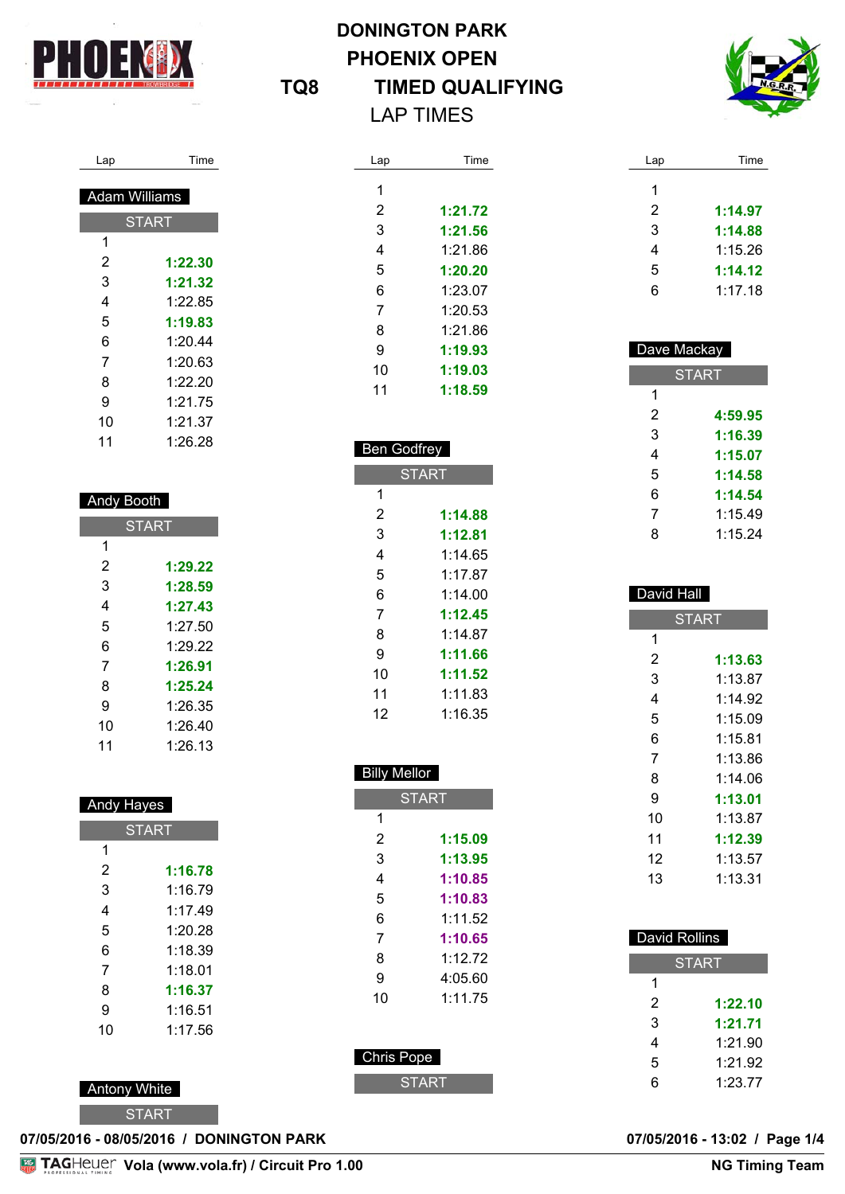# DONINGTON PARK
# PHOENIX OPEN
## TQ8 TIMED QUALIFYING
### LAP TIMES

**Adam Williams**

| Lap | Time |
| --- | --- |
| START | |
| 1 | |
| 2 | **1:22.30** |
| 3 | **1:21.32** |
| 4 | 1:22.85 |
| 5 | **1:19.83** |
| 6 | 1:20.44 |
| 7 | 1:20.63 |
| 8 | 1:22.20 |
| 9 | 1:21.75 |
| 10 | 1:21.37 |
| 11 | 1:26.28 |

**Andy Booth**

| Lap | Time |
| --- | --- |
| START | |
| 1 | |
| 2 | **1:29.22** |
| 3 | **1:28.59** |
| 4 | **1:27.43** |
| 5 | 1:27.50 |
| 6 | 1:29.22 |
| 7 | **1:26.91** |
| 8 | **1:25.24** |
| 9 | 1:26.35 |
| 10 | 1:26.40 |
| 11 | 1:26.13 |

**Andy Hayes**

| Lap | Time |
| --- | --- |
| START | |
| 1 | |
| 2 | **1:16.78** |
| 3 | 1:16.79 |
| 4 | 1:17.49 |
| 5 | 1:20.28 |
| 6 | 1:18.39 |
| 7 | 1:18.01 |
| 8 | **1:16.37** |
| 9 | 1:16.51 |
| 10 | 1:17.56 |

**Antony White**

| Lap | Time |
| --- | --- |
| START | |
| 1 | |
| 2 | **1:21.72** |
| 3 | **1:21.56** |
| 4 | 1:21.86 |
| 5 | **1:20.20** |
| 6 | 1:23.07 |
| 7 | 1:20.53 |
| 8 | 1:21.86 |
| 9 | **1:19.93** |
| 10 | **1:19.03** |
| 11 | **1:18.59** |

**Ben Godfrey**

| Lap | Time |
| --- | --- |
| START | |
| 1 | |
| 2 | **1:14.88** |
| 3 | **1:12.81** |
| 4 | 1:14.65 |
| 5 | 1:17.87 |
| 6 | 1:14.00 |
| 7 | **1:12.45** |
| 8 | 1:14.87 |
| 9 | **1:11.66** |
| 10 | **1:11.52** |
| 11 | 1:11.83 |
| 12 | 1:16.35 |

**Billy Mellor**

| Lap | Time |
| --- | --- |
| START | |
| 1 | |
| 2 | **1:15.09** |
| 3 | **1:13.95** |
| 4 | **1:10.85** |
| 5 | **1:10.83** |
| 6 | 1:11.52 |
| 7 | **1:10.65** |
| 8 | 1:12.72 |
| 9 | 4:05.60 |
| 10 | 1:11.75 |

**Chris Pope**

| Lap | Time |
| --- | --- |
| START | |
| 1 | |
| 2 | **1:14.97** |
| 3 | **1:14.88** |
| 4 | 1:15.26 |
| 5 | **1:14.12** |
| 6 | 1:17.18 |

**Dave Mackay**

| Lap | Time |
| --- | --- |
| START | |
| 1 | |
| 2 | **4:59.95** |
| 3 | **1:16.39** |
| 4 | **1:15.07** |
| 5 | **1:14.58** |
| 6 | **1:14.54** |
| 7 | 1:15.49 |
| 8 | 1:15.24 |

**David Hall**

| Lap | Time |
| --- | --- |
| START | |
| 1 | |
| 2 | **1:13.63** |
| 3 | 1:13.87 |
| 4 | 1:14.92 |
| 5 | 1:15.09 |
| 6 | 1:15.81 |
| 7 | 1:13.86 |
| 8 | 1:14.06 |
| 9 | **1:13.01** |
| 10 | 1:13.87 |
| 11 | **1:12.39** |
| 12 | 1:13.57 |
| 13 | 1:13.31 |

**David Rollins**

| Lap | Time |
| --- | --- |
| START | |
| 1 | |
| 2 | **1:22.10** |
| 3 | **1:21.71** |
| 4 | 1:21.90 |
| 5 | 1:21.92 |
| 6 | 1:23.77 |

07/05/2016 - 08/05/2016 / DONINGTON PARK

07/05/2016 - 13:02 / Page 1/4

Vola (www.vola.fr) / Circuit Pro 1.00 — NG Timing Team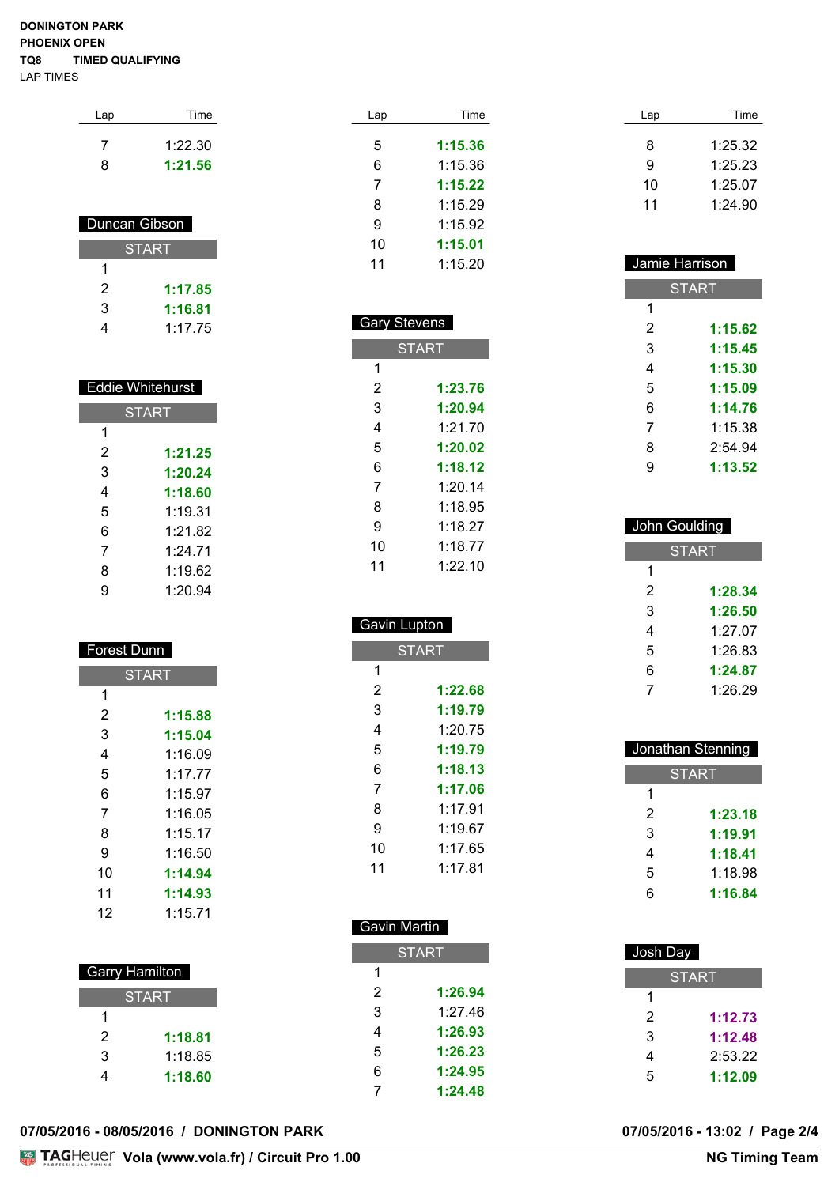**DONINGTON PARK**
**PHOENIX OPEN**
**TQ8 TIMED QUALIFYING**
LAP TIMES

| Lap | Time |
|---|---|
| 7 | 1:22.30 |
| 8 | **1:21.56** |

**Duncan Gibson**

| Lap | Time |
|---|---|
| START | |
| 1 | |
| 2 | **1:17.85** |
| 3 | **1:16.81** |
| 4 | 1:17.75 |

**Eddie Whitehurst**

| Lap | Time |
|---|---|
| START | |
| 1 | |
| 2 | **1:21.25** |
| 3 | **1:20.24** |
| 4 | **1:18.60** |
| 5 | 1:19.31 |
| 6 | 1:21.82 |
| 7 | 1:24.71 |
| 8 | 1:19.62 |
| 9 | 1:20.94 |

**Forest Dunn**

| Lap | Time |
|---|---|
| START | |
| 1 | |
| 2 | **1:15.88** |
| 3 | **1:15.04** |
| 4 | 1:16.09 |
| 5 | 1:17.77 |
| 6 | 1:15.97 |
| 7 | 1:16.05 |
| 8 | 1:15.17 |
| 9 | 1:16.50 |
| 10 | **1:14.94** |
| 11 | **1:14.93** |
| 12 | 1:15.71 |

**Garry Hamilton**

| Lap | Time |
|---|---|
| START | |
| 1 | |
| 2 | **1:18.81** |
| 3 | 1:18.85 |
| 4 | **1:18.60** |

| Lap | Time |
|---|---|
| 5 | **1:15.36** |
| 6 | 1:15.36 |
| 7 | **1:15.22** |
| 8 | 1:15.29 |
| 9 | 1:15.92 |
| 10 | **1:15.01** |
| 11 | 1:15.20 |

**Gary Stevens**

| Lap | Time |
|---|---|
| START | |
| 1 | |
| 2 | **1:23.76** |
| 3 | **1:20.94** |
| 4 | 1:21.70 |
| 5 | **1:20.02** |
| 6 | **1:18.12** |
| 7 | 1:20.14 |
| 8 | 1:18.95 |
| 9 | 1:18.27 |
| 10 | 1:18.77 |
| 11 | 1:22.10 |

**Gavin Lupton**

| Lap | Time |
|---|---|
| START | |
| 1 | |
| 2 | **1:22.68** |
| 3 | **1:19.79** |
| 4 | 1:20.75 |
| 5 | **1:19.79** |
| 6 | **1:18.13** |
| 7 | **1:17.06** |
| 8 | 1:17.91 |
| 9 | 1:19.67 |
| 10 | 1:17.65 |
| 11 | 1:17.81 |

**Gavin Martin**

| Lap | Time |
|---|---|
| START | |
| 1 | |
| 2 | **1:26.94** |
| 3 | 1:27.46 |
| 4 | **1:26.93** |
| 5 | **1:26.23** |
| 6 | **1:24.95** |
| 7 | **1:24.48** |

| Lap | Time |
|---|---|
| 8 | 1:25.32 |
| 9 | 1:25.23 |
| 10 | 1:25.07 |
| 11 | 1:24.90 |

**Jamie Harrison**

| Lap | Time |
|---|---|
| START | |
| 1 | |
| 2 | **1:15.62** |
| 3 | **1:15.45** |
| 4 | **1:15.30** |
| 5 | **1:15.09** |
| 6 | **1:14.76** |
| 7 | 1:15.38 |
| 8 | 2:54.94 |
| 9 | **1:13.52** |

**John Goulding**

| Lap | Time |
|---|---|
| START | |
| 1 | |
| 2 | **1:28.34** |
| 3 | **1:26.50** |
| 4 | 1:27.07 |
| 5 | 1:26.83 |
| 6 | **1:24.87** |
| 7 | 1:26.29 |

**Jonathan Stenning**

| Lap | Time |
|---|---|
| START | |
| 1 | |
| 2 | **1:23.18** |
| 3 | **1:19.91** |
| 4 | **1:18.41** |
| 5 | 1:18.98 |
| 6 | **1:16.84** |

**Josh Day**

| Lap | Time |
|---|---|
| START | |
| 1 | |
| 2 | **1:12.73** |
| 3 | **1:12.48** |
| 4 | 2:53.22 |
| 5 | **1:12.09** |

**07/05/2016 - 08/05/2016 / DONINGTON PARK** **07/05/2016 - 13:02**

TAGHeuer Vola (www.vola.fr) / Circuit Pro 1.00 NG Timing Team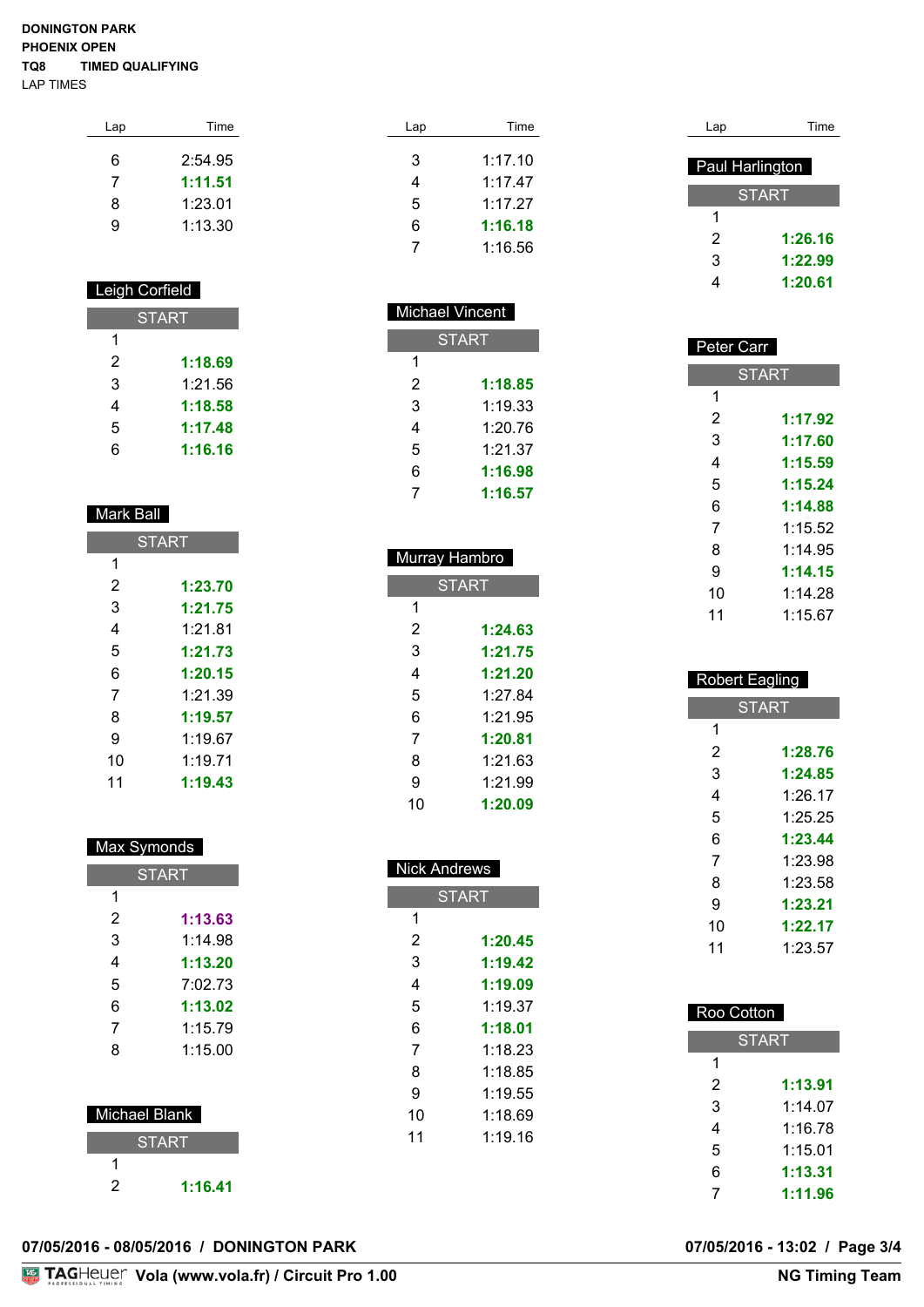**DONINGTON PARK**
**PHOENIX OPEN**
**TQ8 TIMED QUALIFYING**
LAP TIMES

| Lap | Time |
|---|---|
| 6 | 2:54.95 |
| 7 | **1:11.51** |
| 8 | 1:23.01 |
| 9 | 1:13.30 |

### Leigh Corfield

| Lap | Time |
|---|---|
| START | |
| 1 | |
| 2 | **1:18.69** |
| 3 | 1:21.56 |
| 4 | **1:18.58** |
| 5 | **1:17.48** |
| 6 | **1:16.16** |

### Mark Ball

| Lap | Time |
|---|---|
| START | |
| 1 | |
| 2 | **1:23.70** |
| 3 | **1:21.75** |
| 4 | 1:21.81 |
| 5 | **1:21.73** |
| 6 | **1:20.15** |
| 7 | 1:21.39 |
| 8 | **1:19.57** |
| 9 | 1:19.67 |
| 10 | 1:19.71 |
| 11 | **1:19.43** |

### Max Symonds

| Lap | Time |
|---|---|
| START | |
| 1 | |
| 2 | **1:13.63** |
| 3 | 1:14.98 |
| 4 | **1:13.20** |
| 5 | 7:02.73 |
| 6 | **1:13.02** |
| 7 | 1:15.79 |
| 8 | 1:15.00 |

### Michael Blank

| Lap | Time |
|---|---|
| START | |
| 1 | |
| 2 | **1:16.41** |

| Lap | Time |
|---|---|
| 3 | 1:17.10 |
| 4 | 1:17.47 |
| 5 | 1:17.27 |
| 6 | **1:16.18** |
| 7 | 1:16.56 |

### Michael Vincent

| Lap | Time |
|---|---|
| START | |
| 1 | |
| 2 | **1:18.85** |
| 3 | 1:19.33 |
| 4 | 1:20.76 |
| 5 | 1:21.37 |
| 6 | **1:16.98** |
| 7 | **1:16.57** |

### Murray Hambro

| Lap | Time |
|---|---|
| START | |
| 1 | |
| 2 | **1:24.63** |
| 3 | **1:21.75** |
| 4 | **1:21.20** |
| 5 | 1:27.84 |
| 6 | 1:21.95 |
| 7 | **1:20.81** |
| 8 | 1:21.63 |
| 9 | 1:21.99 |
| 10 | **1:20.09** |

### Nick Andrews

| Lap | Time |
|---|---|
| START | |
| 1 | |
| 2 | **1:20.45** |
| 3 | **1:19.42** |
| 4 | **1:19.09** |
| 5 | 1:19.37 |
| 6 | **1:18.01** |
| 7 | 1:18.23 |
| 8 | 1:18.85 |
| 9 | 1:19.55 |
| 10 | 1:18.69 |
| 11 | 1:19.16 |

### Paul Harlington

| Lap | Time |
|---|---|
| START | |
| 1 | |
| 2 | **1:26.16** |
| 3 | **1:22.99** |
| 4 | **1:20.61** |

### Peter Carr

| Lap | Time |
|---|---|
| START | |
| 1 | |
| 2 | **1:17.92** |
| 3 | **1:17.60** |
| 4 | **1:15.59** |
| 5 | **1:15.24** |
| 6 | **1:14.88** |
| 7 | 1:15.52 |
| 8 | 1:14.95 |
| 9 | **1:14.15** |
| 10 | 1:14.28 |
| 11 | 1:15.67 |

### Robert Eagling

| Lap | Time |
|---|---|
| START | |
| 1 | |
| 2 | **1:28.76** |
| 3 | **1:24.85** |
| 4 | 1:26.17 |
| 5 | 1:25.25 |
| 6 | **1:23.44** |
| 7 | 1:23.98 |
| 8 | 1:23.58 |
| 9 | **1:23.21** |
| 10 | **1:22.17** |
| 11 | 1:23.57 |

### Roo Cotton

| Lap | Time |
|---|---|
| START | |
| 1 | |
| 2 | **1:13.91** |
| 3 | 1:14.07 |
| 4 | 1:16.78 |
| 5 | 1:15.01 |
| 6 | **1:13.31** |
| 7 | **1:11.96** |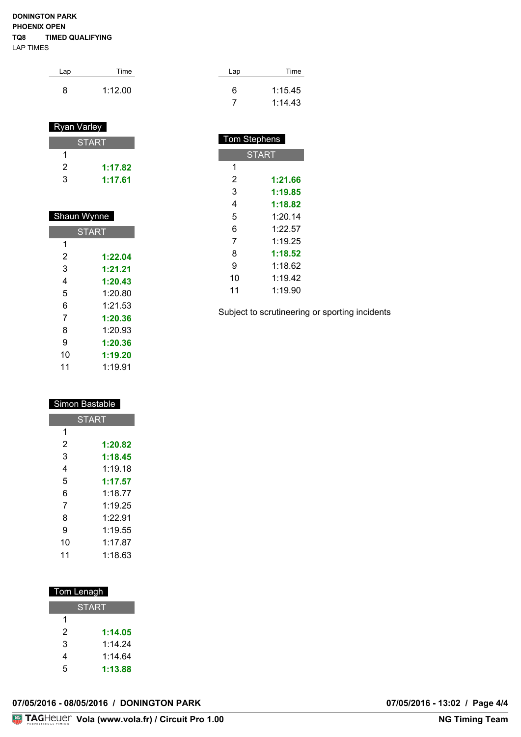**DONINGTON PARK**
**PHOENIX OPEN**
**TQ8 TIMED QUALIFYING**
LAP TIMES

| Lap | Time |
|---|---|
| 8 | 1:12.00 |

### Ryan Varley

| Lap | Time |
|---|---|
| START | |
| 1 | |
| 2 | **1:17.82** |
| 3 | **1:17.61** |

### Shaun Wynne

| Lap | Time |
|---|---|
| START | |
| 1 | |
| 2 | **1:22.04** |
| 3 | **1:21.21** |
| 4 | **1:20.43** |
| 5 | 1:20.80 |
| 6 | 1:21.53 |
| 7 | **1:20.36** |
| 8 | 1:20.93 |
| 9 | **1:20.36** |
| 10 | **1:19.20** |
| 11 | 1:19.91 |

### Simon Bastable

| Lap | Time |
|---|---|
| START | |
| 1 | |
| 2 | **1:20.82** |
| 3 | **1:18.45** |
| 4 | 1:19.18 |
| 5 | **1:17.57** |
| 6 | 1:18.77 |
| 7 | 1:19.25 |
| 8 | 1:22.91 |
| 9 | 1:19.55 |
| 10 | 1:17.87 |
| 11 | 1:18.63 |

### Tom Lenagh

| Lap | Time |
|---|---|
| START | |
| 1 | |
| 2 | **1:14.05** |
| 3 | 1:14.24 |
| 4 | 1:14.64 |
| 5 | **1:13.88** |

| Lap | Time |
|---|---|
| 6 | 1:15.45 |
| 7 | 1:14.43 |

### Tom Stephens

| Lap | Time |
|---|---|
| START | |
| 1 | |
| 2 | **1:21.66** |
| 3 | **1:19.85** |
| 4 | **1:18.82** |
| 5 | 1:20.14 |
| 6 | 1:22.57 |
| 7 | 1:19.25 |
| 8 | **1:18.52** |
| 9 | 1:18.62 |
| 10 | 1:19.42 |
| 11 | 1:19.90 |

Subject to scrutineering or sporting incidents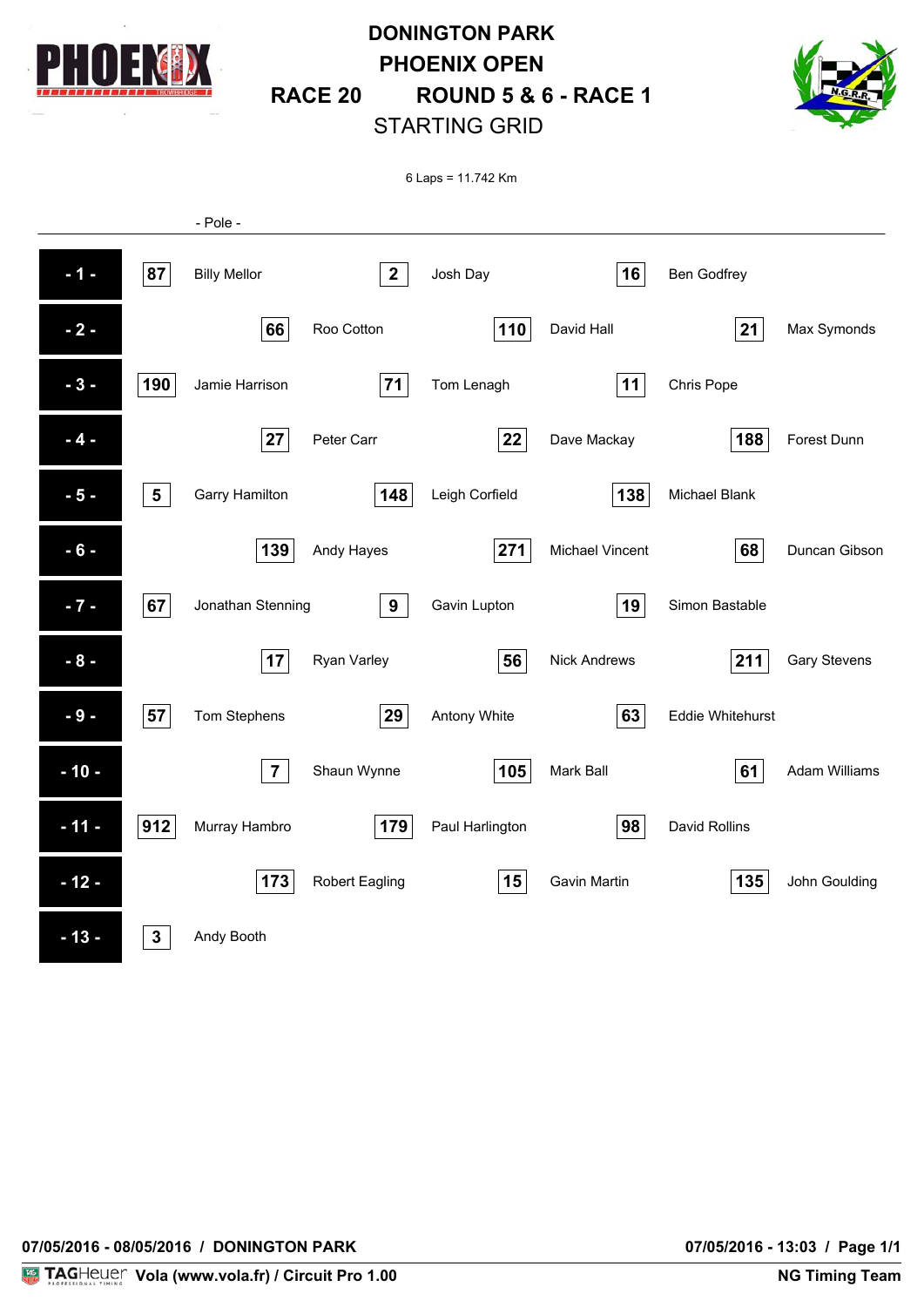# DONINGTON PARK

## PHOENIX OPEN

## RACE 20 ROUND 5 & 6 - RACE 1

### STARTING GRID

6 Laps = 11.742 Km

- Pole -

| Row | No. | Driver | No. | Driver | No. | Driver |
|---|---|---|---|---|---|---|
| - 1 - | 87 | Billy Mellor | 2 | Josh Day | 16 | Ben Godfrey |
| - 2 - | 66 | Roo Cotton | 110 | David Hall | 21 | Max Symonds |
| - 3 - | 190 | Jamie Harrison | 71 | Tom Lenagh | 11 | Chris Pope |
| - 4 - | 27 | Peter Carr | 22 | Dave Mackay | 188 | Forest Dunn |
| - 5 - | 5 | Garry Hamilton | 148 | Leigh Corfield | 138 | Michael Blank |
| - 6 - | 139 | Andy Hayes | 271 | Michael Vincent | 68 | Duncan Gibson |
| - 7 - | 67 | Jonathan Stenning | 9 | Gavin Lupton | 19 | Simon Bastable |
| - 8 - | 17 | Ryan Varley | 56 | Nick Andrews | 211 | Gary Stevens |
| - 9 - | 57 | Tom Stephens | 29 | Antony White | 63 | Eddie Whitehurst |
| - 10 - | 7 | Shaun Wynne | 105 | Mark Ball | 61 | Adam Williams |
| - 11 - | 912 | Murray Hambro | 179 | Paul Harlington | 98 | David Rollins |
| - 12 - | 173 | Robert Eagling | 15 | Gavin Martin | 135 | John Goulding |
| - 13 - | 3 | Andy Booth | | | | |

07/05/2016 - 08/05/2016 / DONINGTON PARK

07/05/2016 - 13:03 / Page 1/1

Vola (www.vola.fr) / Circuit Pro 1.00

NG Timing Team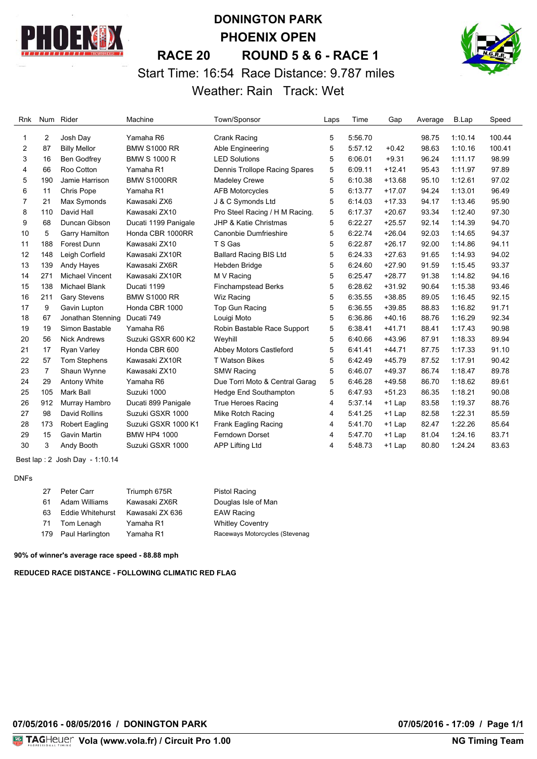# DONINGTON PARK

## PHOENIX OPEN

## RACE 20 ROUND 5 & 6 - RACE 1

Start Time: 16:54 Race Distance: 9.787 miles

Weather: Rain Track: Wet

| Rnk | Num | Rider | Machine | Town/Sponsor | Laps | Time | Gap | Average | B.Lap | Speed |
|---|---|---|---|---|---|---|---|---|---|---|
| 1 | 2 | Josh Day | Yamaha R6 | Crank Racing | 5 | 5:56.70 | | 98.75 | 1:10.14 | 100.44 |
| 2 | 87 | Billy Mellor | BMW S1000 RR | Able Engineering | 5 | 5:57.12 | +0.42 | 98.63 | 1:10.16 | 100.41 |
| 3 | 16 | Ben Godfrey | BMW S 1000 R | LED Solutions | 5 | 6:06.01 | +9.31 | 96.24 | 1:11.17 | 98.99 |
| 4 | 66 | Roo Cotton | Yamaha R1 | Dennis Trollope Racing Spares | 5 | 6:09.11 | +12.41 | 95.43 | 1:11.97 | 97.89 |
| 5 | 190 | Jamie Harrison | BMW S1000RR | Madeley Crewe | 5 | 6:10.38 | +13.68 | 95.10 | 1:12.61 | 97.02 |
| 6 | 11 | Chris Pope | Yamaha R1 | AFB Motorcycles | 5 | 6:13.77 | +17.07 | 94.24 | 1:13.01 | 96.49 |
| 7 | 21 | Max Symonds | Kawasaki ZX6 | J & C Symonds Ltd | 5 | 6:14.03 | +17.33 | 94.17 | 1:13.46 | 95.90 |
| 8 | 110 | David Hall | Kawasaki ZX10 | Pro Steel Racing / H M Racing. | 5 | 6:17.37 | +20.67 | 93.34 | 1:12.40 | 97.30 |
| 9 | 68 | Duncan Gibson | Ducati 1199 Panigale | JHP & Katie Christmas | 5 | 6:22.27 | +25.57 | 92.14 | 1:14.39 | 94.70 |
| 10 | 5 | Garry Hamilton | Honda CBR 1000RR | Canonbie Dumfrieshire | 5 | 6:22.74 | +26.04 | 92.03 | 1:14.65 | 94.37 |
| 11 | 188 | Forest Dunn | Kawasaki ZX10 | T S Gas | 5 | 6:22.87 | +26.17 | 92.00 | 1:14.86 | 94.11 |
| 12 | 148 | Leigh Corfield | Kawasaki ZX10R | Ballard Racing BIS Ltd | 5 | 6:24.33 | +27.63 | 91.65 | 1:14.93 | 94.02 |
| 13 | 139 | Andy Hayes | Kawasaki ZX6R | Hebden Bridge | 5 | 6:24.60 | +27.90 | 91.59 | 1:15.45 | 93.37 |
| 14 | 271 | Michael Vincent | Kawasaki ZX10R | M V Racing | 5 | 6:25.47 | +28.77 | 91.38 | 1:14.82 | 94.16 |
| 15 | 138 | Michael Blank | Ducati 1199 | Finchampstead Berks | 5 | 6:28.62 | +31.92 | 90.64 | 1:15.38 | 93.46 |
| 16 | 211 | Gary Stevens | BMW S1000 RR | Wiz Racing | 5 | 6:35.55 | +38.85 | 89.05 | 1:16.45 | 92.15 |
| 17 | 9 | Gavin Lupton | Honda CBR 1000 | Top Gun Racing | 5 | 6:36.55 | +39.85 | 88.83 | 1:16.82 | 91.71 |
| 18 | 67 | Jonathan Stenning | Ducati 749 | Louigi Moto | 5 | 6:36.86 | +40.16 | 88.76 | 1:16.29 | 92.34 |
| 19 | 19 | Simon Bastable | Yamaha R6 | Robin Bastable Race Support | 5 | 6:38.41 | +41.71 | 88.41 | 1:17.43 | 90.98 |
| 20 | 56 | Nick Andrews | Suzuki GSXR 600 K2 | Weyhill | 5 | 6:40.66 | +43.96 | 87.91 | 1:18.33 | 89.94 |
| 21 | 17 | Ryan Varley | Honda CBR 600 | Abbey Motors Castleford | 5 | 6:41.41 | +44.71 | 87.75 | 1:17.33 | 91.10 |
| 22 | 57 | Tom Stephens | Kawasaki ZX10R | T Watson Bikes | 5 | 6:42.49 | +45.79 | 87.52 | 1:17.91 | 90.42 |
| 23 | 7 | Shaun Wynne | Kawasaki ZX10 | SMW Racing | 5 | 6:46.07 | +49.37 | 86.74 | 1:18.47 | 89.78 |
| 24 | 29 | Antony White | Yamaha R6 | Due Torri Moto & Central Garag | 5 | 6:46.28 | +49.58 | 86.70 | 1:18.62 | 89.61 |
| 25 | 105 | Mark Ball | Suzuki 1000 | Hedge End Southampton | 5 | 6:47.93 | +51.23 | 86.35 | 1:18.21 | 90.08 |
| 26 | 912 | Murray Hambro | Ducati 899 Panigale | True Heroes Racing | 4 | 5:37.14 | +1 Lap | 83.58 | 1:19.37 | 88.76 |
| 27 | 98 | David Rollins | Suzuki GSXR 1000 | Mike Rotch Racing | 4 | 5:41.25 | +1 Lap | 82.58 | 1:22.31 | 85.59 |
| 28 | 173 | Robert Eagling | Suzuki GSXR 1000 K1 | Frank Eagling Racing | 4 | 5:41.70 | +1 Lap | 82.47 | 1:22.26 | 85.64 |
| 29 | 15 | Gavin Martin | BMW HP4 1000 | Ferndown Dorset | 4 | 5:47.70 | +1 Lap | 81.04 | 1:24.16 | 83.71 |
| 30 | 3 | Andy Booth | Suzuki GSXR 1000 | APP Lifting Ltd | 4 | 5:48.73 | +1 Lap | 80.80 | 1:24.24 | 83.63 |

Best lap : 2 Josh Day - 1:10.14

DNFs

| Num | Rider | Machine | Town/Sponsor |
|---|---|---|---|
| 27 | Peter Carr | Triumph 675R | Pistol Racing |
| 61 | Adam Williams | Kawasaki ZX6R | Douglas Isle of Man |
| 63 | Eddie Whitehurst | Kawasaki ZX 636 | EAW Racing |
| 71 | Tom Lenagh | Yamaha R1 | Whitley Coventry |
| 179 | Paul Harlington | Yamaha R1 | Raceways Motorcycles (Stevenag |

**90% of winner's average race speed - 88.88 mph**

**REDUCED RACE DISTANCE - FOLLOWING CLIMATIC RED FLAG**

**07/05/2016 - 08/05/2016 / DONINGTON PARK** **07/05/2016 - 17:09 / Page 1/1**

TAGHeuer **Vola (www.vola.fr) / Circuit Pro 1.00** **NG Timing Team**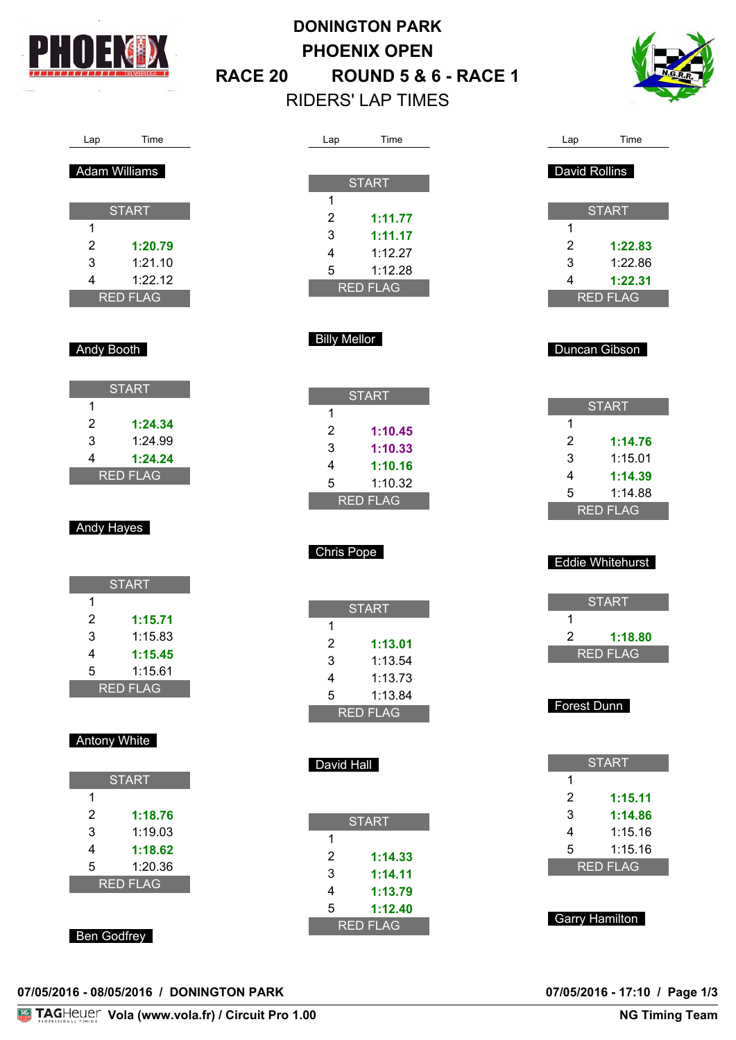# DONINGTON PARK

## PHOENIX OPEN

## RACE 20 ROUND 5 & 6 - RACE 1

RIDERS' LAP TIMES

### Adam Williams

| Lap | Time |
|---|---|
| START | |
| 1 | |
| 2 | **1:20.79** |
| 3 | 1:21.10 |
| 4 | 1:22.12 |
| RED FLAG | |

### Andy Booth

| Lap | Time |
|---|---|
| START | |
| 1 | |
| 2 | **1:24.34** |
| 3 | 1:24.99 |
| 4 | **1:24.24** |
| RED FLAG | |

### Andy Hayes

| Lap | Time |
|---|---|
| START | |
| 1 | |
| 2 | **1:15.71** |
| 3 | 1:15.83 |
| 4 | **1:15.45** |
| 5 | 1:15.61 |
| RED FLAG | |

### Antony White

| Lap | Time |
|---|---|
| START | |
| 1 | |
| 2 | **1:18.76** |
| 3 | 1:19.03 |
| 4 | **1:18.62** |
| 5 | 1:20.36 |
| RED FLAG | |

### Ben Godfrey

| Lap | Time |
|---|---|
| START | |
| 1 | |
| 2 | **1:11.77** |
| 3 | **1:11.17** |
| 4 | 1:12.27 |
| 5 | 1:12.28 |
| RED FLAG | |

### Billy Mellor

| Lap | Time |
|---|---|
| START | |
| 1 | |
| 2 | **1:10.45** |
| 3 | **1:10.33** |
| 4 | **1:10.16** |
| 5 | 1:10.32 |
| RED FLAG | |

### Chris Pope

| Lap | Time |
|---|---|
| START | |
| 1 | |
| 2 | **1:13.01** |
| 3 | 1:13.54 |
| 4 | 1:13.73 |
| 5 | 1:13.84 |
| RED FLAG | |

### David Hall

| Lap | Time |
|---|---|
| START | |
| 1 | |
| 2 | **1:14.33** |
| 3 | **1:14.11** |
| 4 | **1:13.79** |
| 5 | **1:12.40** |
| RED FLAG | |

### David Rollins

| Lap | Time |
|---|---|
| START | |
| 1 | |
| 2 | **1:22.83** |
| 3 | 1:22.86 |
| 4 | **1:22.31** |
| RED FLAG | |

### Duncan Gibson

| Lap | Time |
|---|---|
| START | |
| 1 | |
| 2 | **1:14.76** |
| 3 | 1:15.01 |
| 4 | **1:14.39** |
| 5 | 1:14.88 |
| RED FLAG | |

### Eddie Whitehurst

| Lap | Time |
|---|---|
| START | |
| 1 | |
| 2 | **1:18.80** |
| RED FLAG | |

### Forest Dunn

| Lap | Time |
|---|---|
| START | |
| 1 | |
| 2 | **1:15.11** |
| 3 | **1:14.86** |
| 4 | 1:15.16 |
| 5 | 1:15.16 |
| RED FLAG | |

### Garry Hamilton

07/05/2016 - 08/05/2016 / DONINGTON PARK

07/05/2016 - 17:10

TAGHeuer Vola (www.vola.fr) / Circuit Pro 1.00 — NG Timing Team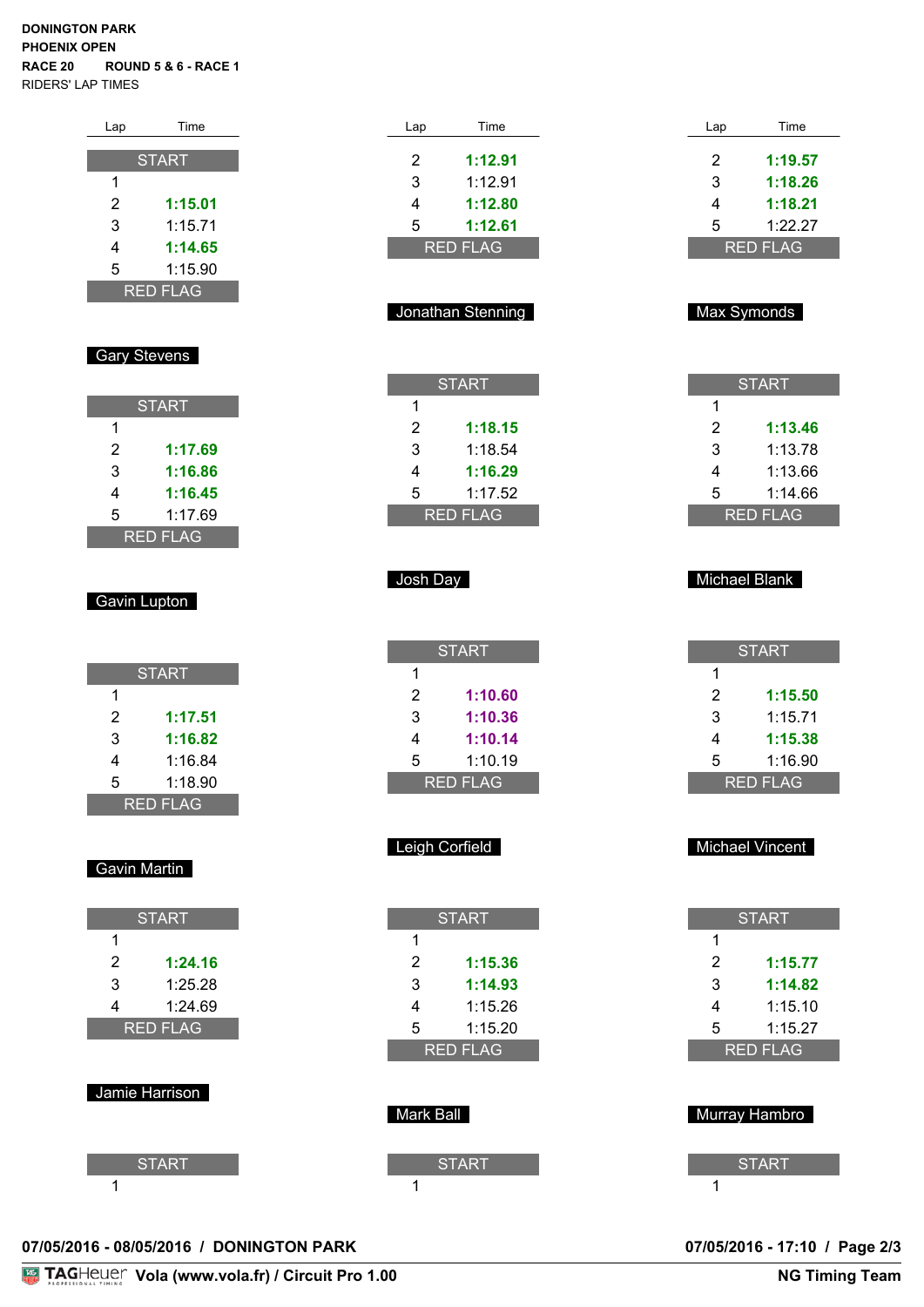**DONINGTON PARK**
**PHOENIX OPEN**
**RACE 20 ROUND 5 & 6 - RACE 1**
RIDERS' LAP TIMES

| Lap | Time |
|---|---|
| START | |
| 1 | |
| 2 | **1:15.01** |
| 3 | 1:15.71 |
| 4 | **1:14.65** |
| 5 | 1:15.90 |
| RED FLAG | |

**Gary Stevens**

| Lap | Time |
|---|---|
| START | |
| 1 | |
| 2 | **1:17.69** |
| 3 | **1:16.86** |
| 4 | **1:16.45** |
| 5 | 1:17.69 |
| RED FLAG | |

**Gavin Lupton**

| Lap | Time |
|---|---|
| START | |
| 1 | |
| 2 | **1:17.51** |
| 3 | **1:16.82** |
| 4 | 1:16.84 |
| 5 | 1:18.90 |
| RED FLAG | |

**Gavin Martin**

| Lap | Time |
|---|---|
| START | |
| 1 | |
| 2 | **1:24.16** |
| 3 | 1:25.28 |
| 4 | 1:24.69 |
| RED FLAG | |

**Jamie Harrison**

| Lap | Time |
|---|---|
| START | |
| 1 | |

| Lap | Time |
|---|---|
| 2 | **1:12.91** |
| 3 | 1:12.91 |
| 4 | **1:12.80** |
| 5 | **1:12.61** |
| RED FLAG | |

**Jonathan Stenning**

| Lap | Time |
|---|---|
| START | |
| 1 | |
| 2 | **1:18.15** |
| 3 | 1:18.54 |
| 4 | **1:16.29** |
| 5 | 1:17.52 |
| RED FLAG | |

**Josh Day**

| Lap | Time |
|---|---|
| START | |
| 1 | |
| 2 | **1:10.60** |
| 3 | **1:10.36** |
| 4 | **1:10.14** |
| 5 | 1:10.19 |
| RED FLAG | |

**Leigh Corfield**

| Lap | Time |
|---|---|
| START | |
| 1 | |
| 2 | **1:15.36** |
| 3 | **1:14.93** |
| 4 | 1:15.26 |
| 5 | 1:15.20 |
| RED FLAG | |

**Mark Ball**

| Lap | Time |
|---|---|
| START | |
| 1 | |

| Lap | Time |
|---|---|
| 2 | **1:19.57** |
| 3 | **1:18.26** |
| 4 | **1:18.21** |
| 5 | 1:22.27 |
| RED FLAG | |

**Max Symonds**

| Lap | Time |
|---|---|
| START | |
| 1 | |
| 2 | **1:13.46** |
| 3 | 1:13.78 |
| 4 | 1:13.66 |
| 5 | 1:14.66 |
| RED FLAG | |

**Michael Blank**

| Lap | Time |
|---|---|
| START | |
| 1 | |
| 2 | **1:15.50** |
| 3 | 1:15.71 |
| 4 | **1:15.38** |
| 5 | 1:16.90 |
| RED FLAG | |

**Michael Vincent**

| Lap | Time |
|---|---|
| START | |
| 1 | |
| 2 | **1:15.77** |
| 3 | **1:14.82** |
| 4 | 1:15.10 |
| 5 | 1:15.27 |
| RED FLAG | |

**Murray Hambro**

| Lap | Time |
|---|---|
| START | |
| 1 | |

**07/05/2016 - 08/05/2016 / DONINGTON PARK** **07/05/2016 - 17:10**

TAGHeuer Vola (www.vola.fr) / Circuit Pro 1.00 — NG Timing Team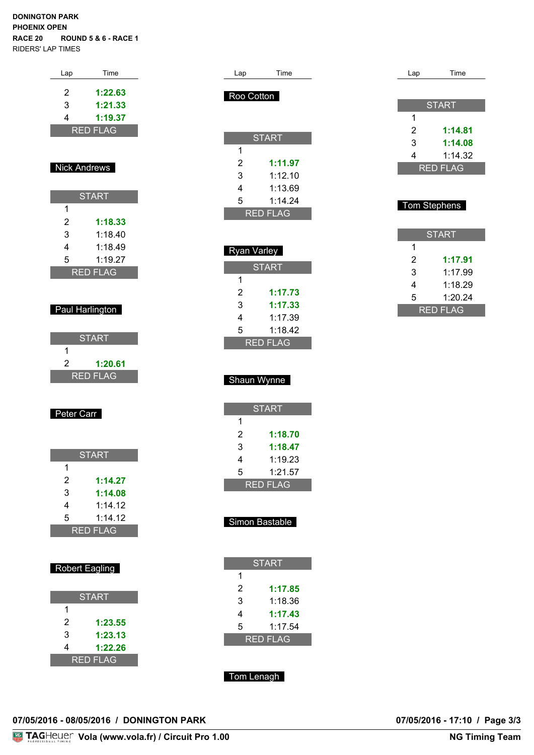**DONINGTON PARK**
**PHOENIX OPEN**
**RACE 20 ROUND 5 & 6 - RACE 1**
RIDERS' LAP TIMES

| Lap | Time |
|---|---|
| 2 | **1:22.63** |
| 3 | **1:21.33** |
| 4 | **1:19.37** |
| RED FLAG | |

### Nick Andrews

| Lap | Time |
|---|---|
| START | |
| 1 | |
| 2 | **1:18.33** |
| 3 | 1:18.40 |
| 4 | 1:18.49 |
| 5 | 1:19.27 |
| RED FLAG | |

### Paul Harlington

| Lap | Time |
|---|---|
| START | |
| 1 | |
| 2 | **1:20.61** |
| RED FLAG | |

### Peter Carr

| Lap | Time |
|---|---|
| START | |
| 1 | |
| 2 | **1:14.27** |
| 3 | **1:14.08** |
| 4 | 1:14.12 |
| 5 | 1:14.12 |
| RED FLAG | |

### Robert Eagling

| Lap | Time |
|---|---|
| START | |
| 1 | |
| 2 | **1:23.55** |
| 3 | **1:23.13** |
| 4 | **1:22.26** |
| RED FLAG | |

### Roo Cotton

| Lap | Time |
|---|---|
| START | |
| 1 | |
| 2 | **1:11.97** |
| 3 | 1:12.10 |
| 4 | 1:13.69 |
| 5 | 1:14.24 |
| RED FLAG | |

### Ryan Varley

| Lap | Time |
|---|---|
| START | |
| 1 | |
| 2 | **1:17.73** |
| 3 | **1:17.33** |
| 4 | 1:17.39 |
| 5 | 1:18.42 |
| RED FLAG | |

### Shaun Wynne

| Lap | Time |
|---|---|
| START | |
| 1 | |
| 2 | **1:18.70** |
| 3 | **1:18.47** |
| 4 | 1:19.23 |
| 5 | 1:21.57 |
| RED FLAG | |

### Simon Bastable

| Lap | Time |
|---|---|
| START | |
| 1 | |
| 2 | **1:17.85** |
| 3 | 1:18.36 |
| 4 | **1:17.43** |
| 5 | 1:17.54 |
| RED FLAG | |

### Tom Lenagh

| Lap | Time |
|---|---|
| START | |
| 1 | |
| 2 | **1:14.81** |
| 3 | **1:14.08** |
| 4 | 1:14.32 |
| RED FLAG | |

### Tom Stephens

| Lap | Time |
|---|---|
| START | |
| 1 | |
| 2 | **1:17.91** |
| 3 | 1:17.99 |
| 4 | 1:18.29 |
| 5 | 1:20.24 |
| RED FLAG | |

**07/05/2016 - 08/05/2016 / DONINGTON PARK** **07/05/2016 - 17:10**

TAGHeuer **Vola (www.vola.fr) / Circuit Pro 1.00** **NG Timing Team**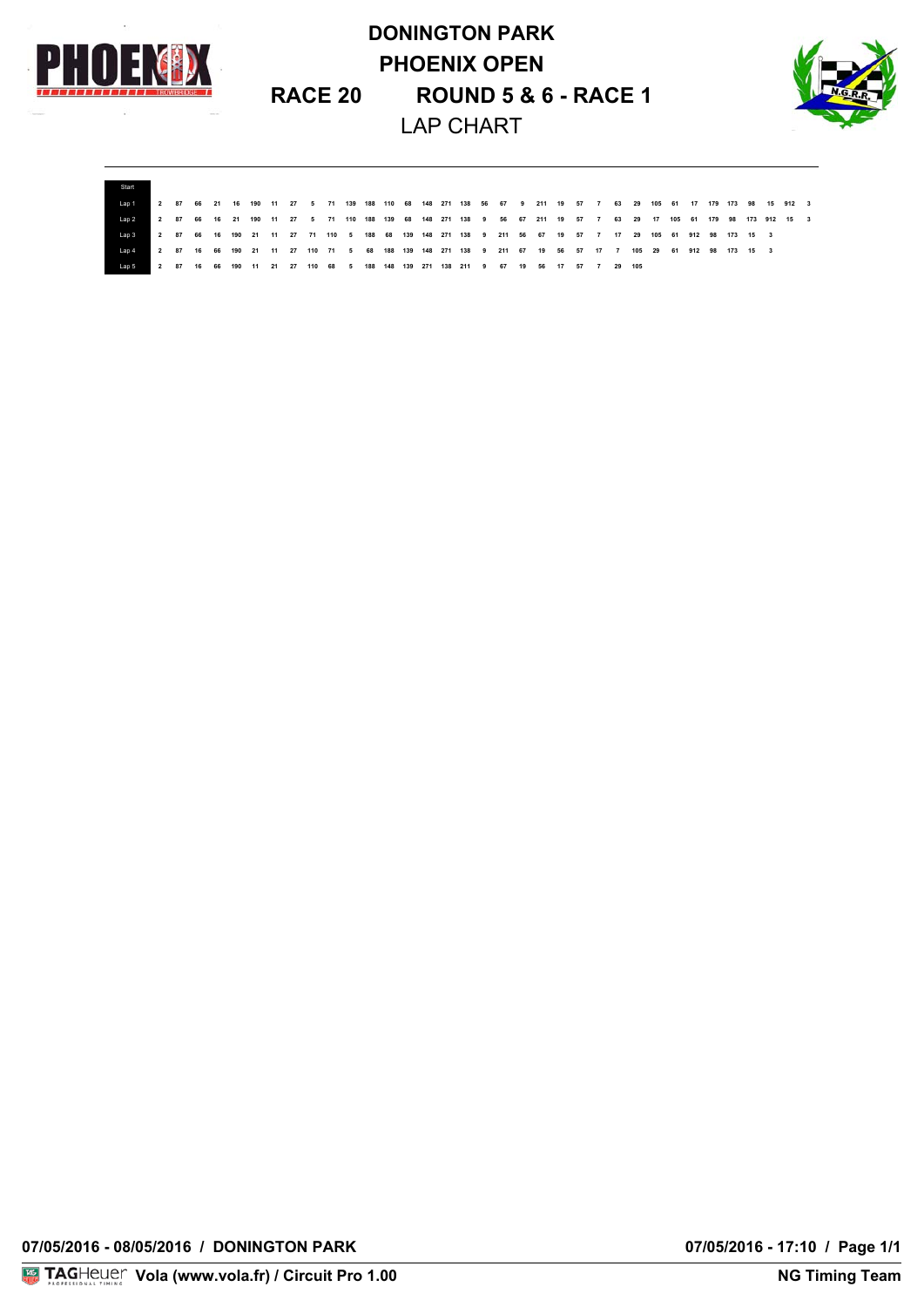# DONINGTON PARK
# PHOENIX OPEN
## RACE 20 ROUND 5 & 6 - RACE 1
### LAP CHART

| Start | | | | | | | | | | | | | | | | | | | | | | | | | | | | | | | | | | | | |
|---|---|---|---|---|---|---|---|---|---|---|---|---|---|---|---|---|---|---|---|---|---|---|---|---|---|---|---|---|---|---|---|---|---|---|---|---|
| Lap 1 | 2 | 87 | 66 | 21 | 16 | 190 | 11 | 27 | 5 | 71 | 139 | 188 | 110 | 68 | 148 | 271 | 138 | 56 | 67 | 9 | 211 | 19 | 57 | 7 | 63 | 29 | 105 | 61 | 17 | 179 | 173 | 98 | 15 | 912 | 3 |
| Lap 2 | 2 | 87 | 66 | 16 | 21 | 190 | 11 | 27 | 5 | 71 | 110 | 188 | 139 | 68 | 148 | 271 | 138 | 9 | 56 | 67 | 211 | 19 | 57 | 7 | 63 | 29 | 17 | 105 | 61 | 179 | 98 | 173 | 912 | 15 | 3 |
| Lap 3 | 2 | 87 | 66 | 16 | 190 | 21 | 11 | 27 | 71 | 110 | 5 | 188 | 68 | 139 | 148 | 271 | 138 | 9 | 211 | 56 | 67 | 19 | 57 | 7 | 17 | 29 | 105 | 61 | 912 | 98 | 173 | 15 | 3 | | |
| Lap 4 | 2 | 87 | 16 | 66 | 190 | 21 | 11 | 27 | 110 | 71 | 5 | 68 | 188 | 139 | 148 | 271 | 138 | 9 | 211 | 67 | 19 | 56 | 57 | 17 | 7 | 105 | 29 | 61 | 912 | 98 | 173 | 15 | 3 | | |
| Lap 5 | 2 | 87 | 16 | 66 | 190 | 11 | 21 | 27 | 110 | 68 | 5 | 188 | 148 | 139 | 271 | 138 | 211 | 9 | 67 | 19 | 56 | 17 | 57 | 7 | 29 | 105 | | | | | | | | | |

07/05/2016 - 08/05/2016 / DONINGTON PARK

07/05/2016 - 17:10 / Page 1/1

TAGHeuer Vola (www.vola.fr) / Circuit Pro 1.00

NG Timing Team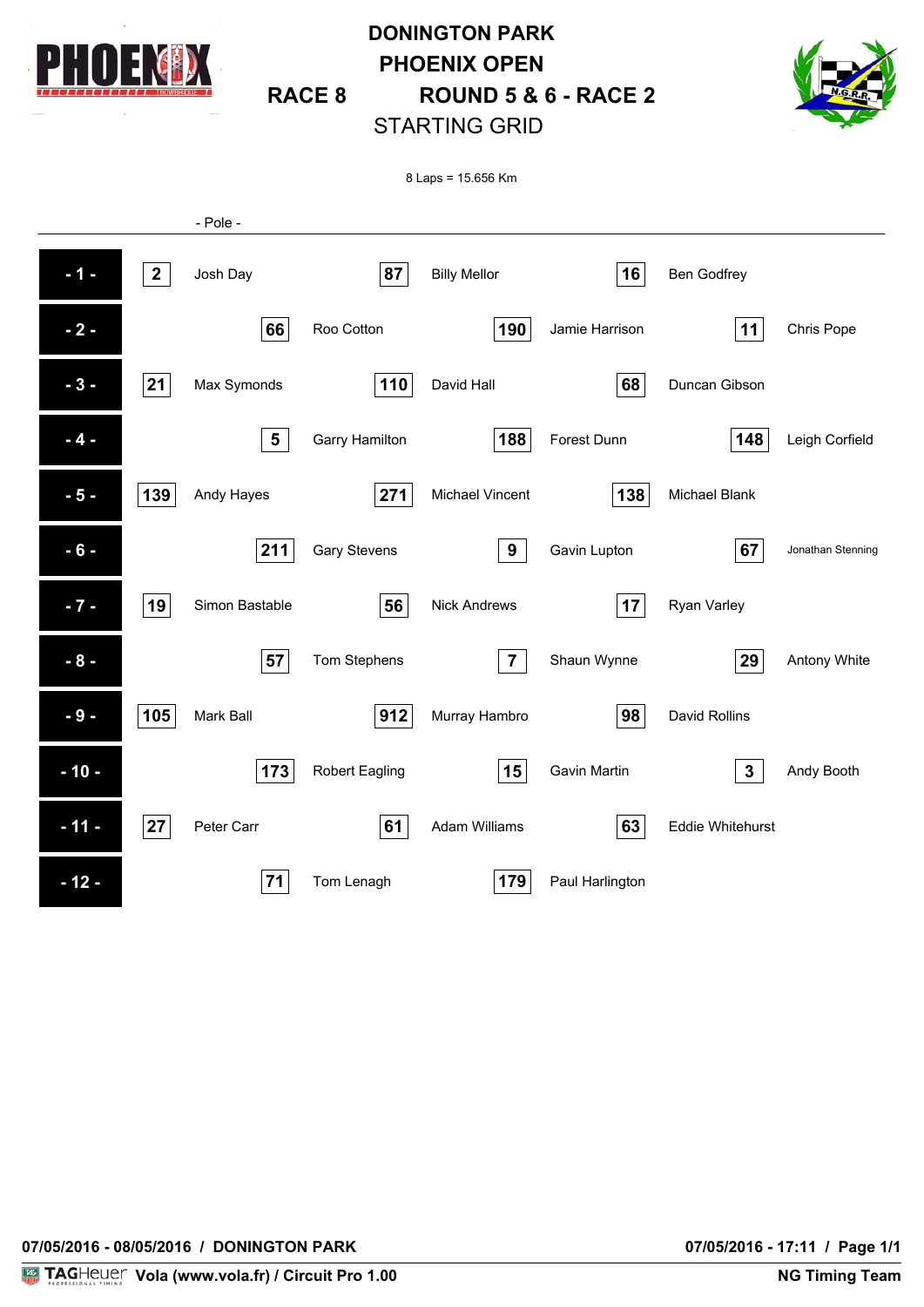# DONINGTON PARK
# PHOENIX OPEN
## RACE 8 ROUND 5 & 6 - RACE 2
## STARTING GRID

8 Laps = 15.656 Km

- Pole -

| Row | No. | Driver | No. | Driver | No. | Driver |
|---|---|---|---|---|---|---|
| - 1 - | 2 | Josh Day | 87 | Billy Mellor | 16 | Ben Godfrey |
| - 2 - | 66 | Roo Cotton | 190 | Jamie Harrison | 11 | Chris Pope |
| - 3 - | 21 | Max Symonds | 110 | David Hall | 68 | Duncan Gibson |
| - 4 - | 5 | Garry Hamilton | 188 | Forest Dunn | 148 | Leigh Corfield |
| - 5 - | 139 | Andy Hayes | 271 | Michael Vincent | 138 | Michael Blank |
| - 6 - | 211 | Gary Stevens | 9 | Gavin Lupton | 67 | Jonathan Stenning |
| - 7 - | 19 | Simon Bastable | 56 | Nick Andrews | 17 | Ryan Varley |
| - 8 - | 57 | Tom Stephens | 7 | Shaun Wynne | 29 | Antony White |
| - 9 - | 105 | Mark Ball | 912 | Murray Hambro | 98 | David Rollins |
| - 10 - | 173 | Robert Eagling | 15 | Gavin Martin | 3 | Andy Booth |
| - 11 - | 27 | Peter Carr | 61 | Adam Williams | 63 | Eddie Whitehurst |
| - 12 - | 71 | Tom Lenagh | 179 | Paul Harlington | | |

07/05/2016 - 08/05/2016 / DONINGTON PARK

07/05/2016 - 17:11

Vola (www.vola.fr) / Circuit Pro 1.00

NG Timing Team